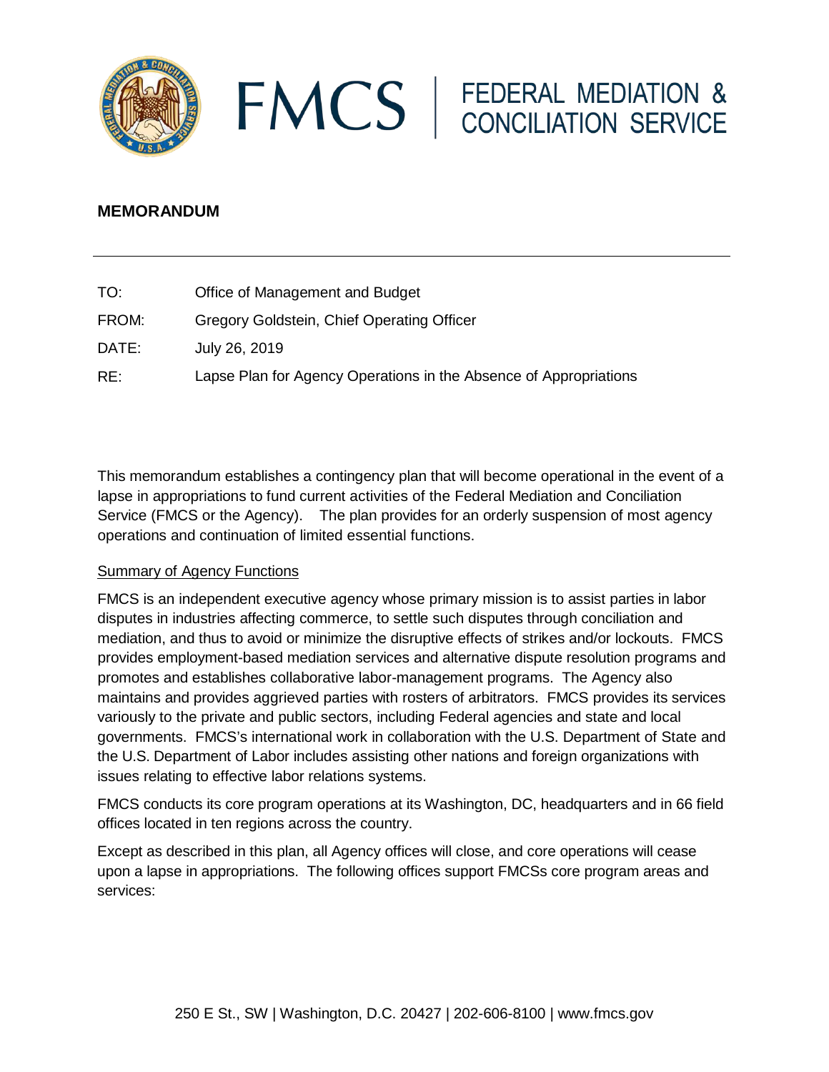# FMCS | FEDERAL MEDIATION & CONCILIATION SERVICE

## MEMORANDUM

---

| | |
|---|---|
| TO: | Office of Management and Budget |
| FROM: | Gregory Goldstein, Chief Operating Officer |
| DATE: | July 26, 2019 |
| RE: | Lapse Plan for Agency Operations in the Absence of Appropriations |

This memorandum establishes a contingency plan that will become operational in the event of a lapse in appropriations to fund current activities of the Federal Mediation and Conciliation Service (FMCS or the Agency). The plan provides for an orderly suspension of most agency operations and continuation of limited essential functions.

<u>Summary of Agency Functions</u>

FMCS is an independent executive agency whose primary mission is to assist parties in labor disputes in industries affecting commerce, to settle such disputes through conciliation and mediation, and thus to avoid or minimize the disruptive effects of strikes and/or lockouts. FMCS provides employment-based mediation services and alternative dispute resolution programs and promotes and establishes collaborative labor-management programs. The Agency also maintains and provides aggrieved parties with rosters of arbitrators. FMCS provides its services variously to the private and public sectors, including Federal agencies and state and local governments. FMCS's international work in collaboration with the U.S. Department of State and the U.S. Department of Labor includes assisting other nations and foreign organizations with issues relating to effective labor relations systems.

FMCS conducts its core program operations at its Washington, DC, headquarters and in 66 field offices located in ten regions across the country.

Except as described in this plan, all Agency offices will close, and core operations will cease upon a lapse in appropriations. The following offices support FMCSs core program areas and services:

250 E St., SW | Washington, D.C. 20427 | 202-606-8100 | www.fmcs.gov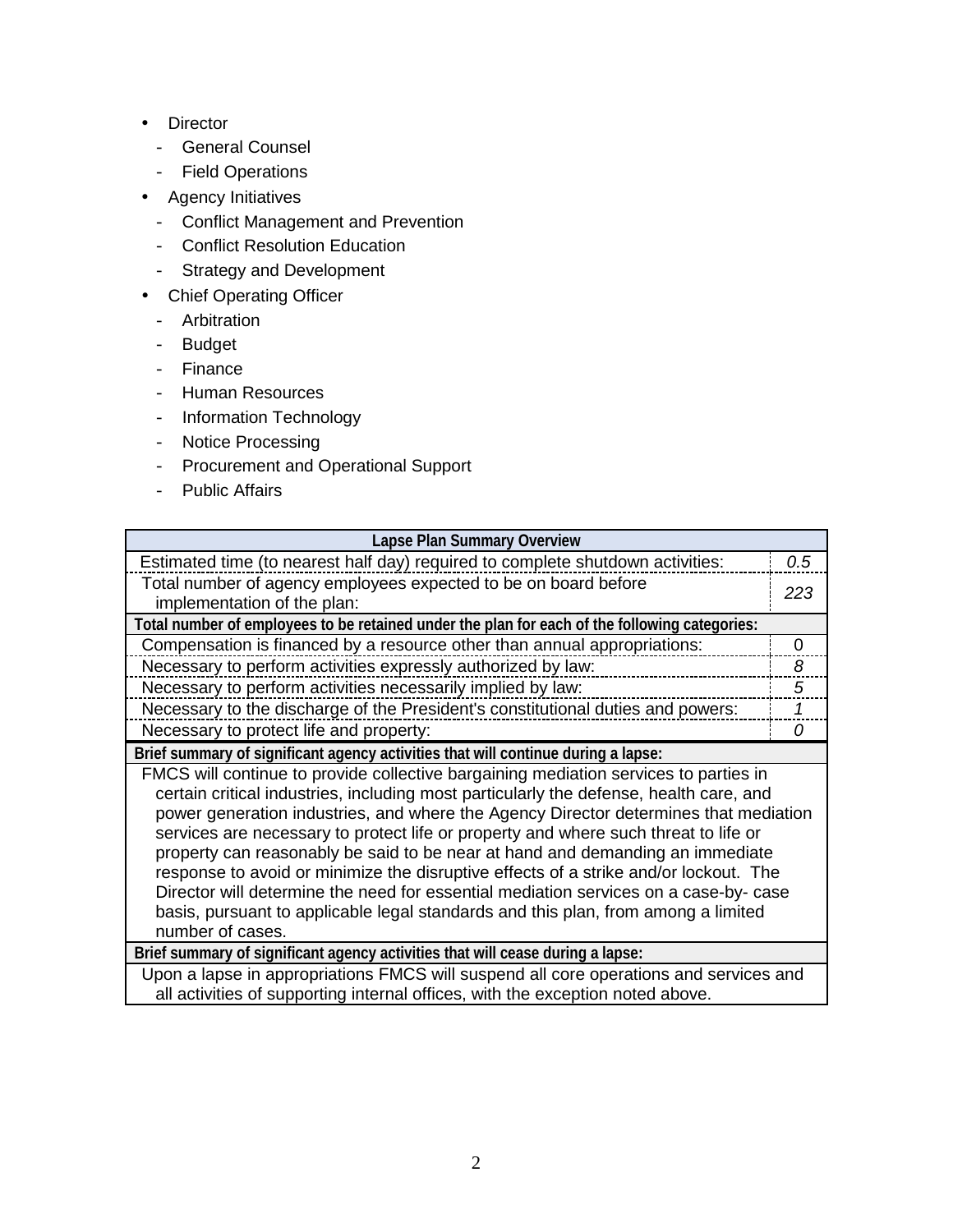- Director
  - General Counsel
  - Field Operations
- Agency Initiatives
  - Conflict Management and Prevention
  - Conflict Resolution Education
  - Strategy and Development
- Chief Operating Officer
  - Arbitration
  - Budget
  - Finance
  - Human Resources
  - Information Technology
  - Notice Processing
  - Procurement and Operational Support
  - Public Affairs

| **Lapse Plan Summary Overview** | |
|---|---|
| Estimated time (to nearest half day) required to complete shutdown activities: | *0.5* |
| Total number of agency employees expected to be on board before implementation of the plan: | *223* |
| **Total number of employees to be retained under the plan for each of the following categories:** | |
| Compensation is financed by a resource other than annual appropriations: | 0 |
| Necessary to perform activities expressly authorized by law: | *8* |
| Necessary to perform activities necessarily implied by law: | *5* |
| Necessary to the discharge of the President's constitutional duties and powers: | *1* |
| Necessary to protect life and property: | *0* |
| **Brief summary of significant agency activities that will continue during a lapse:** | |
| FMCS will continue to provide collective bargaining mediation services to parties in certain critical industries, including most particularly the defense, health care, and power generation industries, and where the Agency Director determines that mediation services are necessary to protect life or property and where such threat to life or property can reasonably be said to be near at hand and demanding an immediate response to avoid or minimize the disruptive effects of a strike and/or lockout. The Director will determine the need for essential mediation services on a case-by- case basis, pursuant to applicable legal standards and this plan, from among a limited number of cases. | |
| **Brief summary of significant agency activities that will cease during a lapse:** | |
| Upon a lapse in appropriations FMCS will suspend all core operations and services and all activities of supporting internal offices, with the exception noted above. | |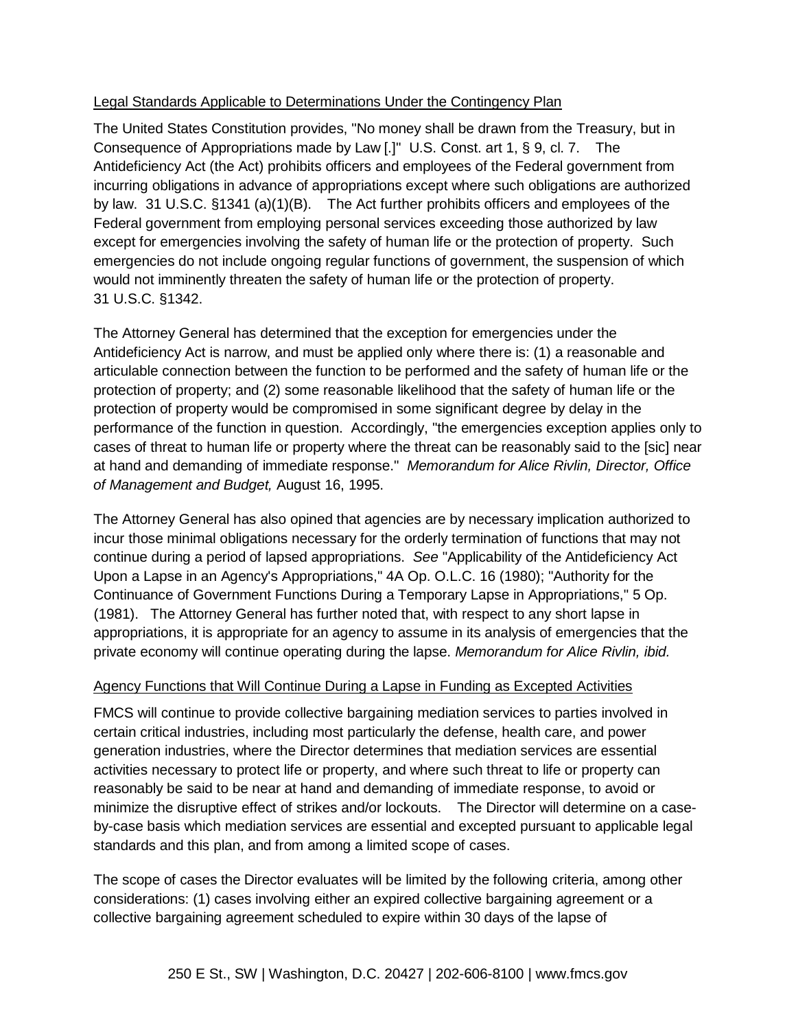Legal Standards Applicable to Determinations Under the Contingency Plan

The United States Constitution provides, "No money shall be drawn from the Treasury, but in Consequence of Appropriations made by Law [.]" U.S. Const. art 1, § 9, cl. 7. The Antideficiency Act (the Act) prohibits officers and employees of the Federal government from incurring obligations in advance of appropriations except where such obligations are authorized by law. 31 U.S.C. §1341 (a)(1)(B). The Act further prohibits officers and employees of the Federal government from employing personal services exceeding those authorized by law except for emergencies involving the safety of human life or the protection of property. Such emergencies do not include ongoing regular functions of government, the suspension of which would not imminently threaten the safety of human life or the protection of property. 31 U.S.C. §1342.

The Attorney General has determined that the exception for emergencies under the Antideficiency Act is narrow, and must be applied only where there is: (1) a reasonable and articulable connection between the function to be performed and the safety of human life or the protection of property; and (2) some reasonable likelihood that the safety of human life or the protection of property would be compromised in some significant degree by delay in the performance of the function in question. Accordingly, "the emergencies exception applies only to cases of threat to human life or property where the threat can be reasonably said to the [sic] near at hand and demanding of immediate response." *Memorandum for Alice Rivlin, Director, Office of Management and Budget,* August 16, 1995.

The Attorney General has also opined that agencies are by necessary implication authorized to incur those minimal obligations necessary for the orderly termination of functions that may not continue during a period of lapsed appropriations. *See* "Applicability of the Antideficiency Act Upon a Lapse in an Agency's Appropriations," 4A Op. O.L.C. 16 (1980); "Authority for the Continuance of Government Functions During a Temporary Lapse in Appropriations," 5 Op. (1981). The Attorney General has further noted that, with respect to any short lapse in appropriations, it is appropriate for an agency to assume in its analysis of emergencies that the private economy will continue operating during the lapse. *Memorandum for Alice Rivlin, ibid.*

Agency Functions that Will Continue During a Lapse in Funding as Excepted Activities

FMCS will continue to provide collective bargaining mediation services to parties involved in certain critical industries, including most particularly the defense, health care, and power generation industries, where the Director determines that mediation services are essential activities necessary to protect life or property, and where such threat to life or property can reasonably be said to be near at hand and demanding of immediate response, to avoid or minimize the disruptive effect of strikes and/or lockouts. The Director will determine on a case-by-case basis which mediation services are essential and excepted pursuant to applicable legal standards and this plan, and from among a limited scope of cases.

The scope of cases the Director evaluates will be limited by the following criteria, among other considerations: (1) cases involving either an expired collective bargaining agreement or a collective bargaining agreement scheduled to expire within 30 days of the lapse of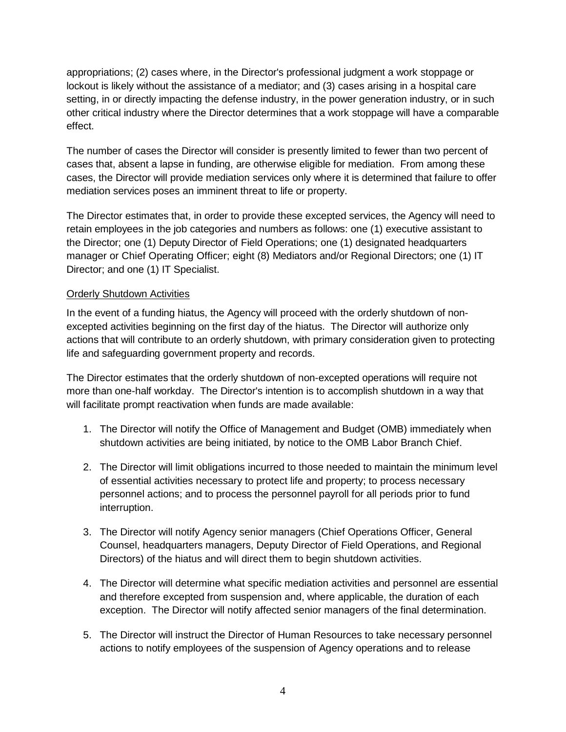appropriations; (2) cases where, in the Director's professional judgment a work stoppage or lockout is likely without the assistance of a mediator; and (3) cases arising in a hospital care setting, in or directly impacting the defense industry, in the power generation industry, or in such other critical industry where the Director determines that a work stoppage will have a comparable effect.

The number of cases the Director will consider is presently limited to fewer than two percent of cases that, absent a lapse in funding, are otherwise eligible for mediation. From among these cases, the Director will provide mediation services only where it is determined that failure to offer mediation services poses an imminent threat to life or property.

The Director estimates that, in order to provide these excepted services, the Agency will need to retain employees in the job categories and numbers as follows: one (1) executive assistant to the Director; one (1) Deputy Director of Field Operations; one (1) designated headquarters manager or Chief Operating Officer; eight (8) Mediators and/or Regional Directors; one (1) IT Director; and one (1) IT Specialist.

Orderly Shutdown Activities

In the event of a funding hiatus, the Agency will proceed with the orderly shutdown of non-excepted activities beginning on the first day of the hiatus. The Director will authorize only actions that will contribute to an orderly shutdown, with primary consideration given to protecting life and safeguarding government property and records.

The Director estimates that the orderly shutdown of non-excepted operations will require not more than one-half workday. The Director's intention is to accomplish shutdown in a way that will facilitate prompt reactivation when funds are made available:

1. The Director will notify the Office of Management and Budget (OMB) immediately when shutdown activities are being initiated, by notice to the OMB Labor Branch Chief.

2. The Director will limit obligations incurred to those needed to maintain the minimum level of essential activities necessary to protect life and property; to process necessary personnel actions; and to process the personnel payroll for all periods prior to fund interruption.

3. The Director will notify Agency senior managers (Chief Operations Officer, General Counsel, headquarters managers, Deputy Director of Field Operations, and Regional Directors) of the hiatus and will direct them to begin shutdown activities.

4. The Director will determine what specific mediation activities and personnel are essential and therefore excepted from suspension and, where applicable, the duration of each exception. The Director will notify affected senior managers of the final determination.

5. The Director will instruct the Director of Human Resources to take necessary personnel actions to notify employees of the suspension of Agency operations and to release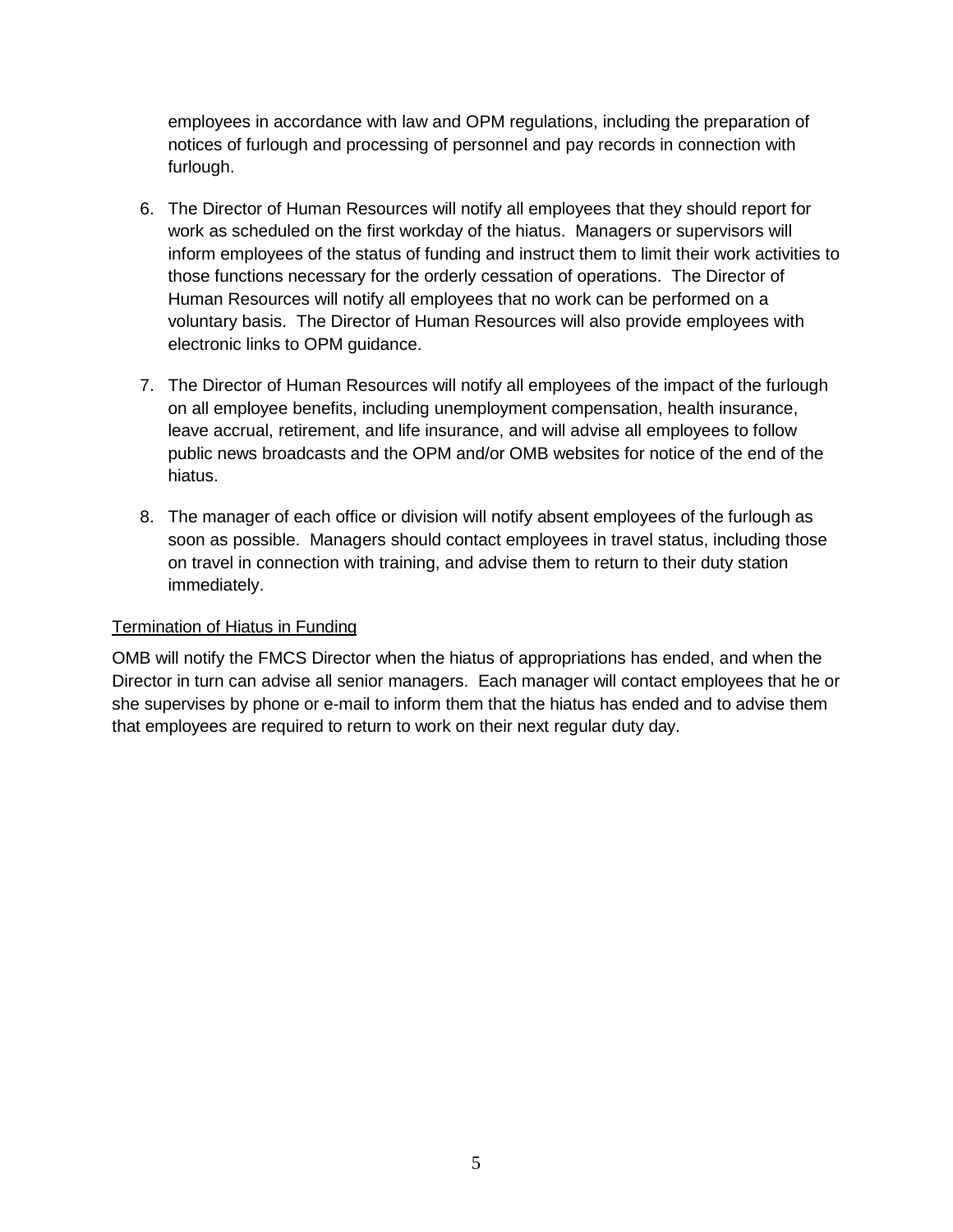employees in accordance with law and OPM regulations, including the preparation of notices of furlough and processing of personnel and pay records in connection with furlough.

6. The Director of Human Resources will notify all employees that they should report for work as scheduled on the first workday of the hiatus. Managers or supervisors will inform employees of the status of funding and instruct them to limit their work activities to those functions necessary for the orderly cessation of operations. The Director of Human Resources will notify all employees that no work can be performed on a voluntary basis. The Director of Human Resources will also provide employees with electronic links to OPM guidance.

7. The Director of Human Resources will notify all employees of the impact of the furlough on all employee benefits, including unemployment compensation, health insurance, leave accrual, retirement, and life insurance, and will advise all employees to follow public news broadcasts and the OPM and/or OMB websites for notice of the end of the hiatus.

8. The manager of each office or division will notify absent employees of the furlough as soon as possible. Managers should contact employees in travel status, including those on travel in connection with training, and advise them to return to their duty station immediately.

<u>Termination of Hiatus in Funding</u>

OMB will notify the FMCS Director when the hiatus of appropriations has ended, and when the Director in turn can advise all senior managers. Each manager will contact employees that he or she supervises by phone or e-mail to inform them that the hiatus has ended and to advise them that employees are required to return to work on their next regular duty day.